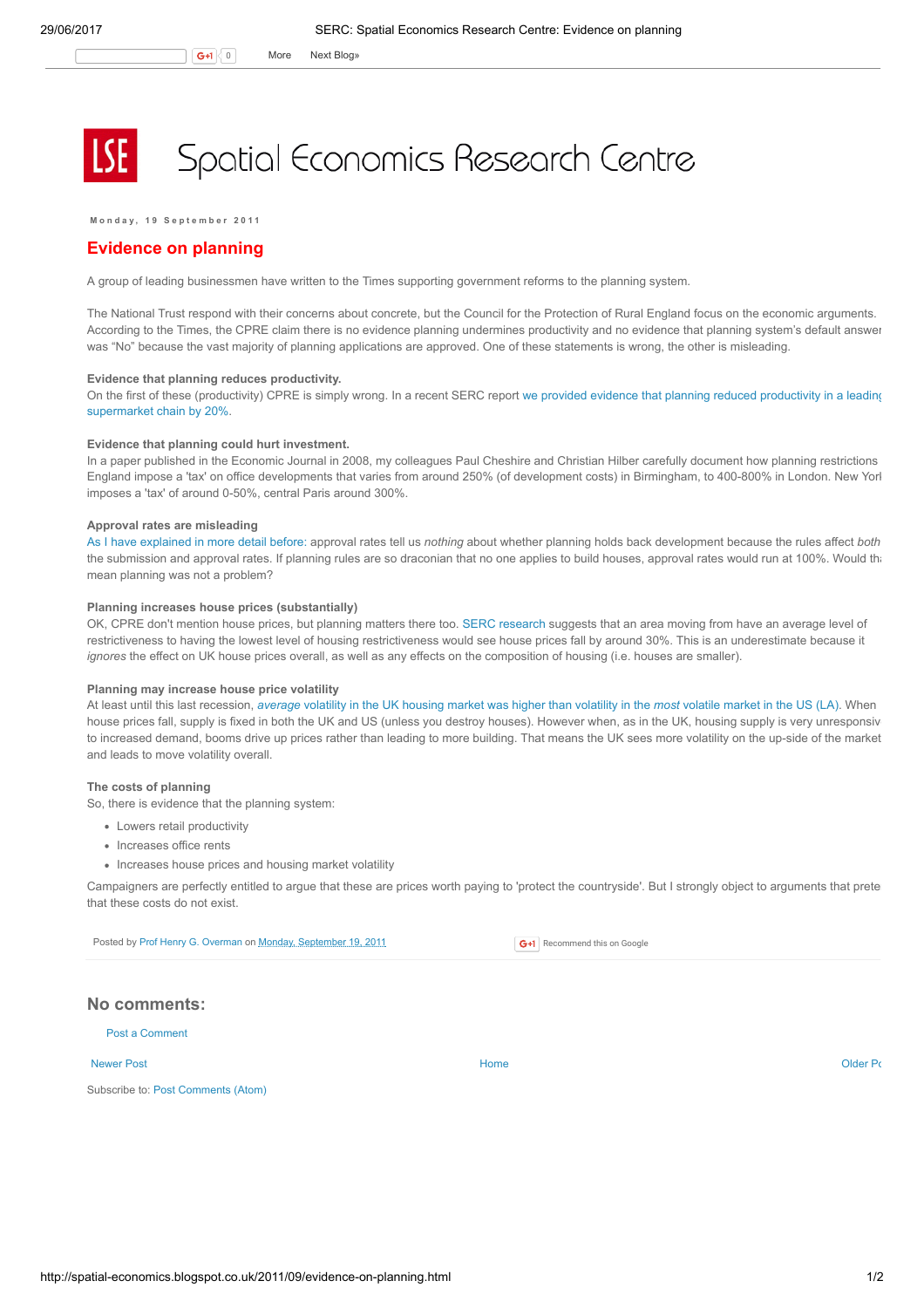# Spatial Economics Research Centre

Monday, 19 September 2011

## Evidence on planning

A group of leading businessmen have written to the Times supporting government reforms to the planning system.

The National Trust respond with their concerns about concrete, but the Council for the Protection of Rural England focus on the economic arguments. According to the Times, the CPRE claim there is no evidence planning undermines productivity and no evidence that planning system's default answer was "No" because the vast majority of planning applications are approved. One of these statements is wrong, the other is misleading.

**Evidence that planning reduces productivity.**
On the first of these (productivity) CPRE is simply wrong. In a recent SERC report we provided evidence that planning reduced productivity in a leading supermarket chain by 20%.

**Evidence that planning could hurt investment.**
In a paper published in the Economic Journal in 2008, my colleagues Paul Cheshire and Christian Hilber carefully document how planning restrictions England impose a 'tax' on office developments that varies from around 250% (of development costs) in Birmingham, to 400-800% in London. New York imposes a 'tax' of around 0-50%, central Paris around 300%.

**Approval rates are misleading**
As I have explained in more detail before: approval rates tell us *nothing* about whether planning holds back development because the rules affect *both* the submission and approval rates. If planning rules are so draconian that no one applies to build houses, approval rates would run at 100%. Would that mean planning was not a problem?

**Planning increases house prices (substantially)**
OK, CPRE don't mention house prices, but planning matters there too. SERC research suggests that an area moving from have an average level of restrictiveness to having the lowest level of housing restrictiveness would see house prices fall by around 30%. This is an underestimate because it *ignores* the effect on UK house prices overall, as well as any effects on the composition of housing (i.e. houses are smaller).

**Planning may increase house price volatility**
At least until this last recession, *average* volatility in the UK housing market was higher than volatility in the *most* volatile market in the US (LA). When house prices fall, supply is fixed in both the UK and US (unless you destroy houses). However when, as in the UK, housing supply is very unresponsive to increased demand, booms drive up prices rather than leading to more building. That means the UK sees more volatility on the up-side of the market and leads to move volatility overall.

**The costs of planning**
So, there is evidence that the planning system:

- Lowers retail productivity
- Increases office rents
- Increases house prices and housing market volatility

Campaigners are perfectly entitled to argue that these are prices worth paying to 'protect the countryside'. But I strongly object to arguments that pretend that these costs do not exist.

Posted by Prof Henry G. Overman on Monday, September 19, 2011

Recommend this on Google

## No comments:

Post a Comment

Newer Post | Home | Older Post

Subscribe to: Post Comments (Atom)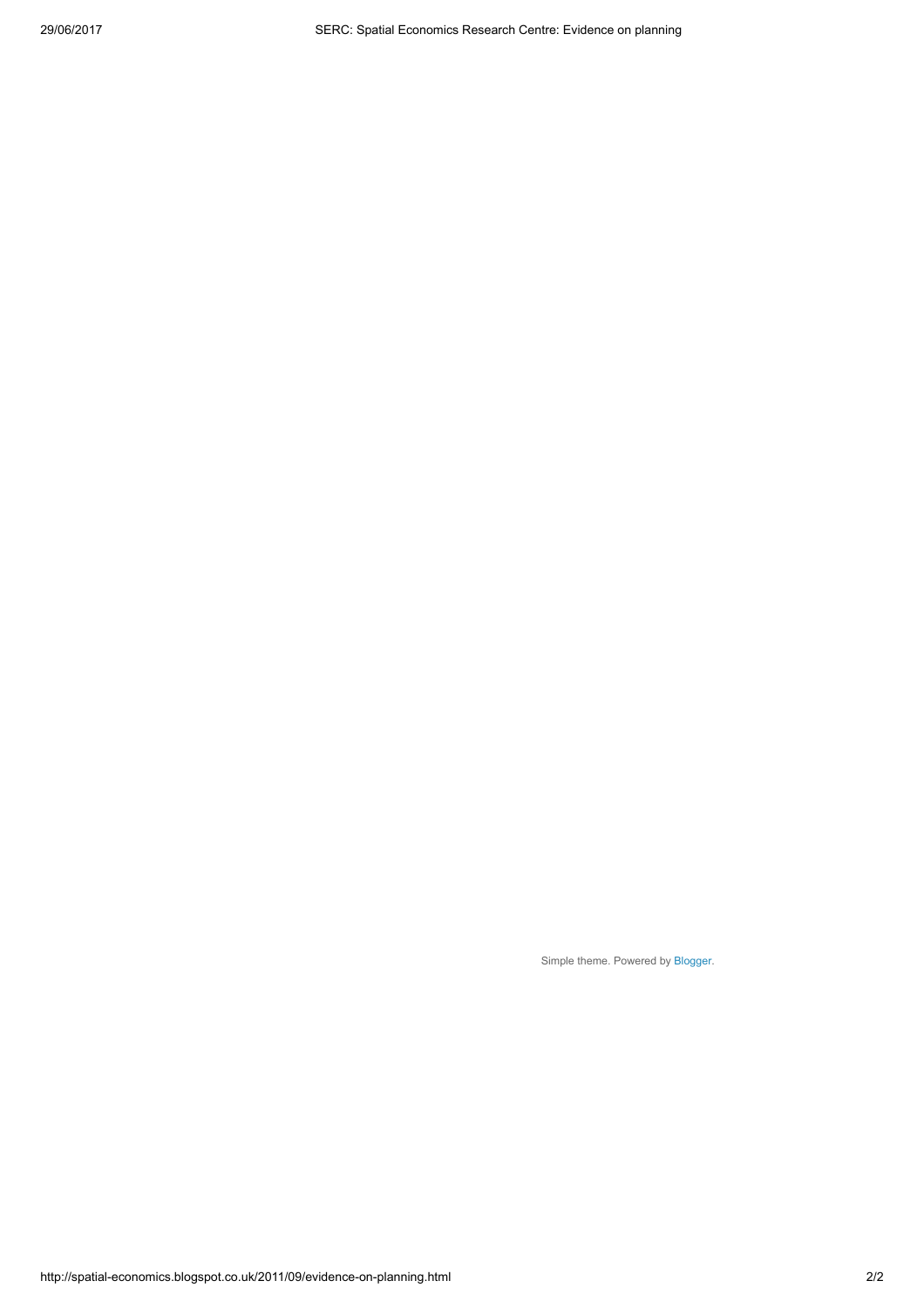Simple theme. Powered by Blogger.